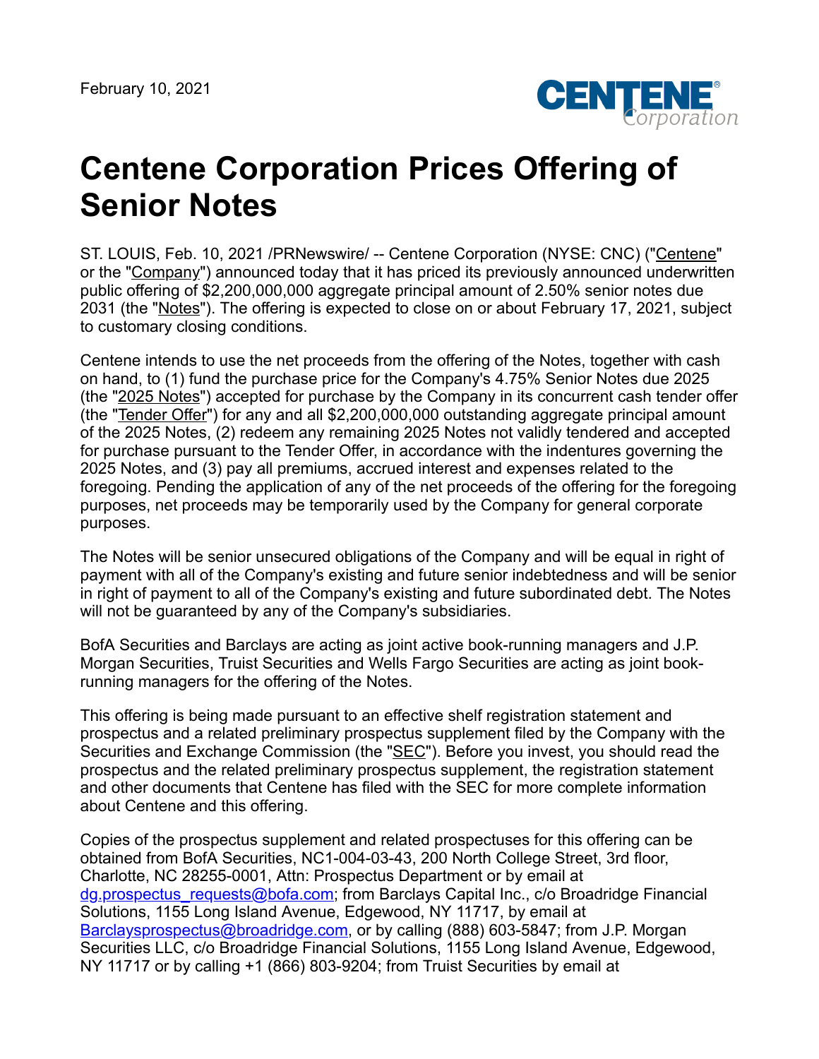February 10, 2021

# Centene Corporation Prices Offering of Senior Notes

ST. LOUIS, Feb. 10, 2021 /PRNewswire/ -- Centene Corporation (NYSE: CNC) ("Centene" or the "Company") announced today that it has priced its previously announced underwritten public offering of $2,200,000,000 aggregate principal amount of 2.50% senior notes due 2031 (the "Notes"). The offering is expected to close on or about February 17, 2021, subject to customary closing conditions.

Centene intends to use the net proceeds from the offering of the Notes, together with cash on hand, to (1) fund the purchase price for the Company's 4.75% Senior Notes due 2025 (the "2025 Notes") accepted for purchase by the Company in its concurrent cash tender offer (the "Tender Offer") for any and all $2,200,000,000 outstanding aggregate principal amount of the 2025 Notes, (2) redeem any remaining 2025 Notes not validly tendered and accepted for purchase pursuant to the Tender Offer, in accordance with the indentures governing the 2025 Notes, and (3) pay all premiums, accrued interest and expenses related to the foregoing. Pending the application of any of the net proceeds of the offering for the foregoing purposes, net proceeds may be temporarily used by the Company for general corporate purposes.

The Notes will be senior unsecured obligations of the Company and will be equal in right of payment with all of the Company's existing and future senior indebtedness and will be senior in right of payment to all of the Company's existing and future subordinated debt. The Notes will not be guaranteed by any of the Company's subsidiaries.

BofA Securities and Barclays are acting as joint active book-running managers and J.P. Morgan Securities, Truist Securities and Wells Fargo Securities are acting as joint book-running managers for the offering of the Notes.

This offering is being made pursuant to an effective shelf registration statement and prospectus and a related preliminary prospectus supplement filed by the Company with the Securities and Exchange Commission (the "SEC"). Before you invest, you should read the prospectus and the related preliminary prospectus supplement, the registration statement and other documents that Centene has filed with the SEC for more complete information about Centene and this offering.

Copies of the prospectus supplement and related prospectuses for this offering can be obtained from BofA Securities, NC1-004-03-43, 200 North College Street, 3rd floor, Charlotte, NC 28255-0001, Attn: Prospectus Department or by email at dg.prospectus_requests@bofa.com; from Barclays Capital Inc., c/o Broadridge Financial Solutions, 1155 Long Island Avenue, Edgewood, NY 11717, by email at Barclaysprospectus@broadridge.com, or by calling (888) 603-5847; from J.P. Morgan Securities LLC, c/o Broadridge Financial Solutions, 1155 Long Island Avenue, Edgewood, NY 11717 or by calling +1 (866) 803-9204; from Truist Securities by email at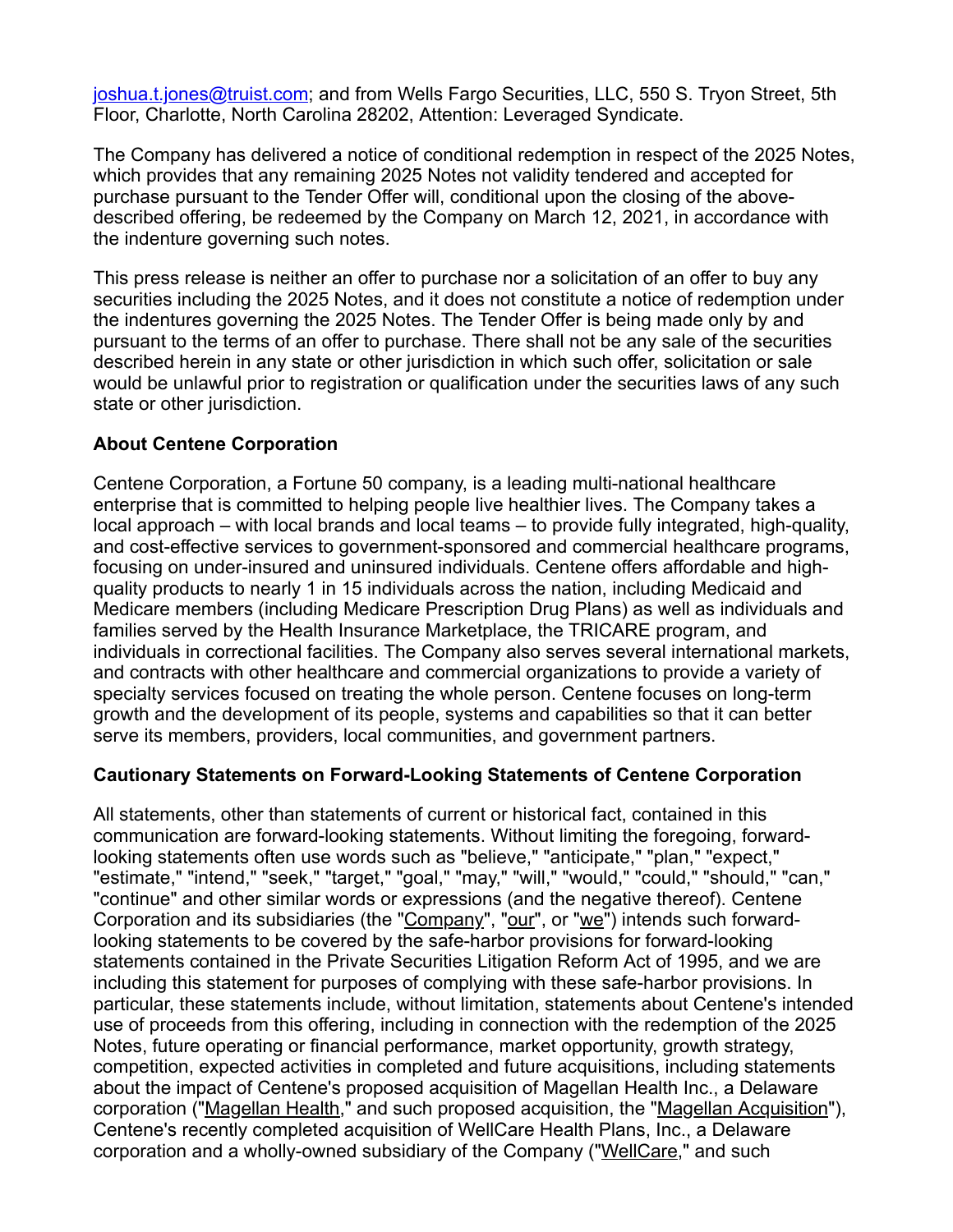joshua.t.jones@truist.com; and from Wells Fargo Securities, LLC, 550 S. Tryon Street, 5th Floor, Charlotte, North Carolina 28202, Attention: Leveraged Syndicate.

The Company has delivered a notice of conditional redemption in respect of the 2025 Notes, which provides that any remaining 2025 Notes not validity tendered and accepted for purchase pursuant to the Tender Offer will, conditional upon the closing of the above-described offering, be redeemed by the Company on March 12, 2021, in accordance with the indenture governing such notes.

This press release is neither an offer to purchase nor a solicitation of an offer to buy any securities including the 2025 Notes, and it does not constitute a notice of redemption under the indentures governing the 2025 Notes. The Tender Offer is being made only by and pursuant to the terms of an offer to purchase. There shall not be any sale of the securities described herein in any state or other jurisdiction in which such offer, solicitation or sale would be unlawful prior to registration or qualification under the securities laws of any such state or other jurisdiction.

**About Centene Corporation**

Centene Corporation, a Fortune 50 company, is a leading multi-national healthcare enterprise that is committed to helping people live healthier lives. The Company takes a local approach – with local brands and local teams – to provide fully integrated, high-quality, and cost-effective services to government-sponsored and commercial healthcare programs, focusing on under-insured and uninsured individuals. Centene offers affordable and high-quality products to nearly 1 in 15 individuals across the nation, including Medicaid and Medicare members (including Medicare Prescription Drug Plans) as well as individuals and families served by the Health Insurance Marketplace, the TRICARE program, and individuals in correctional facilities. The Company also serves several international markets, and contracts with other healthcare and commercial organizations to provide a variety of specialty services focused on treating the whole person. Centene focuses on long-term growth and the development of its people, systems and capabilities so that it can better serve its members, providers, local communities, and government partners.

**Cautionary Statements on Forward-Looking Statements of Centene Corporation**

All statements, other than statements of current or historical fact, contained in this communication are forward-looking statements. Without limiting the foregoing, forward-looking statements often use words such as "believe," "anticipate," "plan," "expect," "estimate," "intend," "seek," "target," "goal," "may," "will," "would," "could," "should," "can," "continue" and other similar words or expressions (and the negative thereof). Centene Corporation and its subsidiaries (the "Company", "our", or "we") intends such forward-looking statements to be covered by the safe-harbor provisions for forward-looking statements contained in the Private Securities Litigation Reform Act of 1995, and we are including this statement for purposes of complying with these safe-harbor provisions. In particular, these statements include, without limitation, statements about Centene's intended use of proceeds from this offering, including in connection with the redemption of the 2025 Notes, future operating or financial performance, market opportunity, growth strategy, competition, expected activities in completed and future acquisitions, including statements about the impact of Centene's proposed acquisition of Magellan Health Inc., a Delaware corporation ("Magellan Health," and such proposed acquisition, the "Magellan Acquisition"), Centene's recently completed acquisition of WellCare Health Plans, Inc., a Delaware corporation and a wholly-owned subsidiary of the Company ("WellCare," and such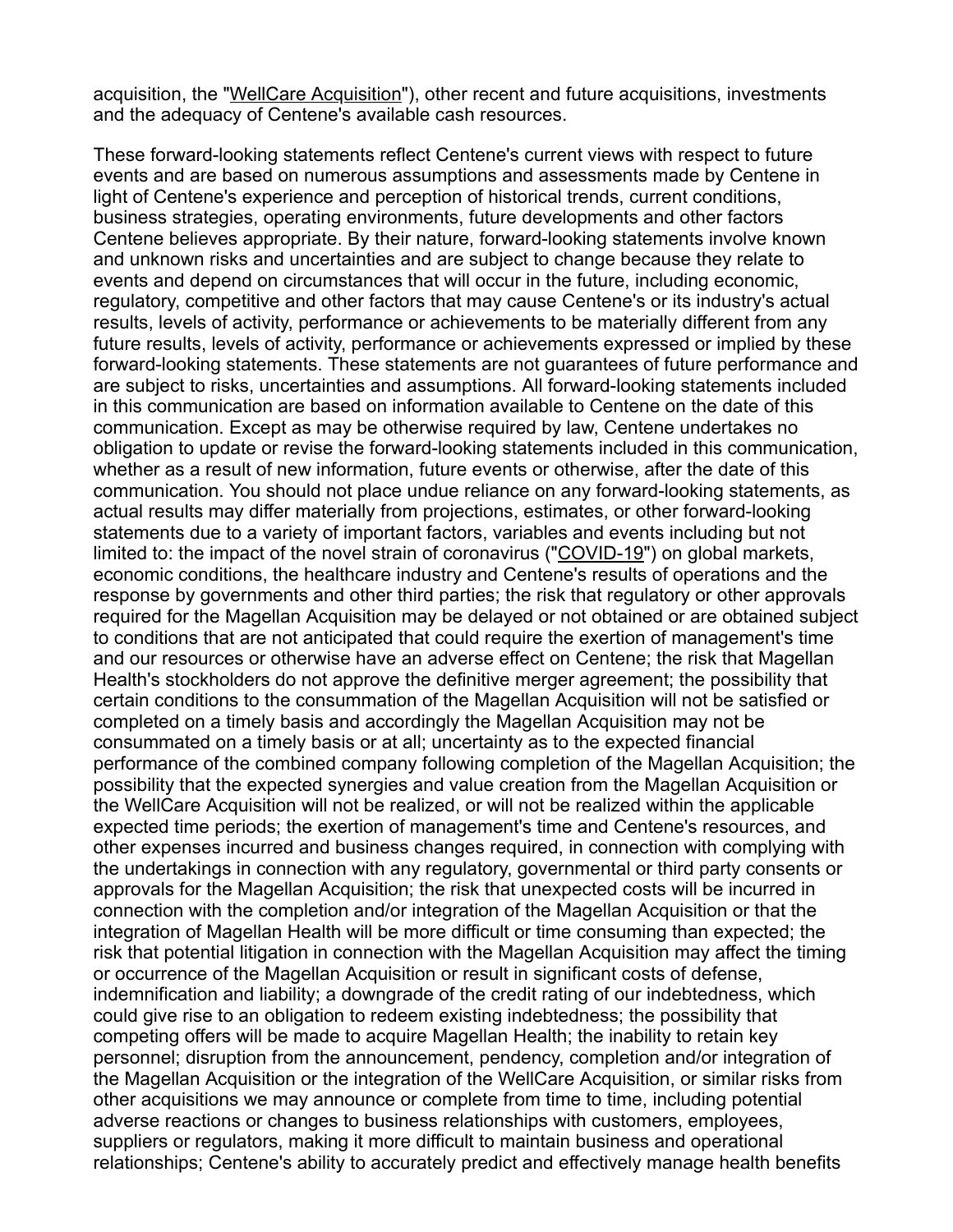acquisition, the "WellCare Acquisition"), other recent and future acquisitions, investments and the adequacy of Centene's available cash resources.

These forward-looking statements reflect Centene's current views with respect to future events and are based on numerous assumptions and assessments made by Centene in light of Centene's experience and perception of historical trends, current conditions, business strategies, operating environments, future developments and other factors Centene believes appropriate. By their nature, forward-looking statements involve known and unknown risks and uncertainties and are subject to change because they relate to events and depend on circumstances that will occur in the future, including economic, regulatory, competitive and other factors that may cause Centene's or its industry's actual results, levels of activity, performance or achievements to be materially different from any future results, levels of activity, performance or achievements expressed or implied by these forward-looking statements. These statements are not guarantees of future performance and are subject to risks, uncertainties and assumptions. All forward-looking statements included in this communication are based on information available to Centene on the date of this communication. Except as may be otherwise required by law, Centene undertakes no obligation to update or revise the forward-looking statements included in this communication, whether as a result of new information, future events or otherwise, after the date of this communication. You should not place undue reliance on any forward-looking statements, as actual results may differ materially from projections, estimates, or other forward-looking statements due to a variety of important factors, variables and events including but not limited to: the impact of the novel strain of coronavirus ("COVID-19") on global markets, economic conditions, the healthcare industry and Centene's results of operations and the response by governments and other third parties; the risk that regulatory or other approvals required for the Magellan Acquisition may be delayed or not obtained or are obtained subject to conditions that are not anticipated that could require the exertion of management's time and our resources or otherwise have an adverse effect on Centene; the risk that Magellan Health's stockholders do not approve the definitive merger agreement; the possibility that certain conditions to the consummation of the Magellan Acquisition will not be satisfied or completed on a timely basis and accordingly the Magellan Acquisition may not be consummated on a timely basis or at all; uncertainty as to the expected financial performance of the combined company following completion of the Magellan Acquisition; the possibility that the expected synergies and value creation from the Magellan Acquisition or the WellCare Acquisition will not be realized, or will not be realized within the applicable expected time periods; the exertion of management's time and Centene's resources, and other expenses incurred and business changes required, in connection with complying with the undertakings in connection with any regulatory, governmental or third party consents or approvals for the Magellan Acquisition; the risk that unexpected costs will be incurred in connection with the completion and/or integration of the Magellan Acquisition or that the integration of Magellan Health will be more difficult or time consuming than expected; the risk that potential litigation in connection with the Magellan Acquisition may affect the timing or occurrence of the Magellan Acquisition or result in significant costs of defense, indemnification and liability; a downgrade of the credit rating of our indebtedness, which could give rise to an obligation to redeem existing indebtedness; the possibility that competing offers will be made to acquire Magellan Health; the inability to retain key personnel; disruption from the announcement, pendency, completion and/or integration of the Magellan Acquisition or the integration of the WellCare Acquisition, or similar risks from other acquisitions we may announce or complete from time to time, including potential adverse reactions or changes to business relationships with customers, employees, suppliers or regulators, making it more difficult to maintain business and operational relationships; Centene's ability to accurately predict and effectively manage health benefits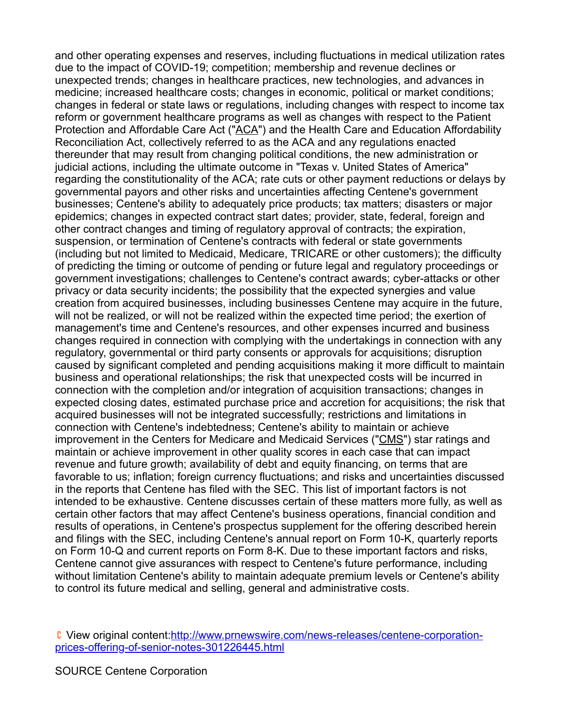and other operating expenses and reserves, including fluctuations in medical utilization rates due to the impact of COVID-19; competition; membership and revenue declines or unexpected trends; changes in healthcare practices, new technologies, and advances in medicine; increased healthcare costs; changes in economic, political or market conditions; changes in federal or state laws or regulations, including changes with respect to income tax reform or government healthcare programs as well as changes with respect to the Patient Protection and Affordable Care Act ("ACA") and the Health Care and Education Affordability Reconciliation Act, collectively referred to as the ACA and any regulations enacted thereunder that may result from changing political conditions, the new administration or judicial actions, including the ultimate outcome in "Texas v. United States of America" regarding the constitutionality of the ACA; rate cuts or other payment reductions or delays by governmental payors and other risks and uncertainties affecting Centene's government businesses; Centene's ability to adequately price products; tax matters; disasters or major epidemics; changes in expected contract start dates; provider, state, federal, foreign and other contract changes and timing of regulatory approval of contracts; the expiration, suspension, or termination of Centene's contracts with federal or state governments (including but not limited to Medicaid, Medicare, TRICARE or other customers); the difficulty of predicting the timing or outcome of pending or future legal and regulatory proceedings or government investigations; challenges to Centene's contract awards; cyber-attacks or other privacy or data security incidents; the possibility that the expected synergies and value creation from acquired businesses, including businesses Centene may acquire in the future, will not be realized, or will not be realized within the expected time period; the exertion of management's time and Centene's resources, and other expenses incurred and business changes required in connection with complying with the undertakings in connection with any regulatory, governmental or third party consents or approvals for acquisitions; disruption caused by significant completed and pending acquisitions making it more difficult to maintain business and operational relationships; the risk that unexpected costs will be incurred in connection with the completion and/or integration of acquisition transactions; changes in expected closing dates, estimated purchase price and accretion for acquisitions; the risk that acquired businesses will not be integrated successfully; restrictions and limitations in connection with Centene's indebtedness; Centene's ability to maintain or achieve improvement in the Centers for Medicare and Medicaid Services ("CMS") star ratings and maintain or achieve improvement in other quality scores in each case that can impact revenue and future growth; availability of debt and equity financing, on terms that are favorable to us; inflation; foreign currency fluctuations; and risks and uncertainties discussed in the reports that Centene has filed with the SEC. This list of important factors is not intended to be exhaustive. Centene discusses certain of these matters more fully, as well as certain other factors that may affect Centene's business operations, financial condition and results of operations, in Centene's prospectus supplement for the offering described herein and filings with the SEC, including Centene's annual report on Form 10-K, quarterly reports on Form 10-Q and current reports on Form 8-K. Due to these important factors and risks, Centene cannot give assurances with respect to Centene's future performance, including without limitation Centene's ability to maintain adequate premium levels or Centene's ability to control its future medical and selling, general and administrative costs.

View original content:http://www.prnewswire.com/news-releases/centene-corporation-prices-offering-of-senior-notes-301226445.html

SOURCE Centene Corporation